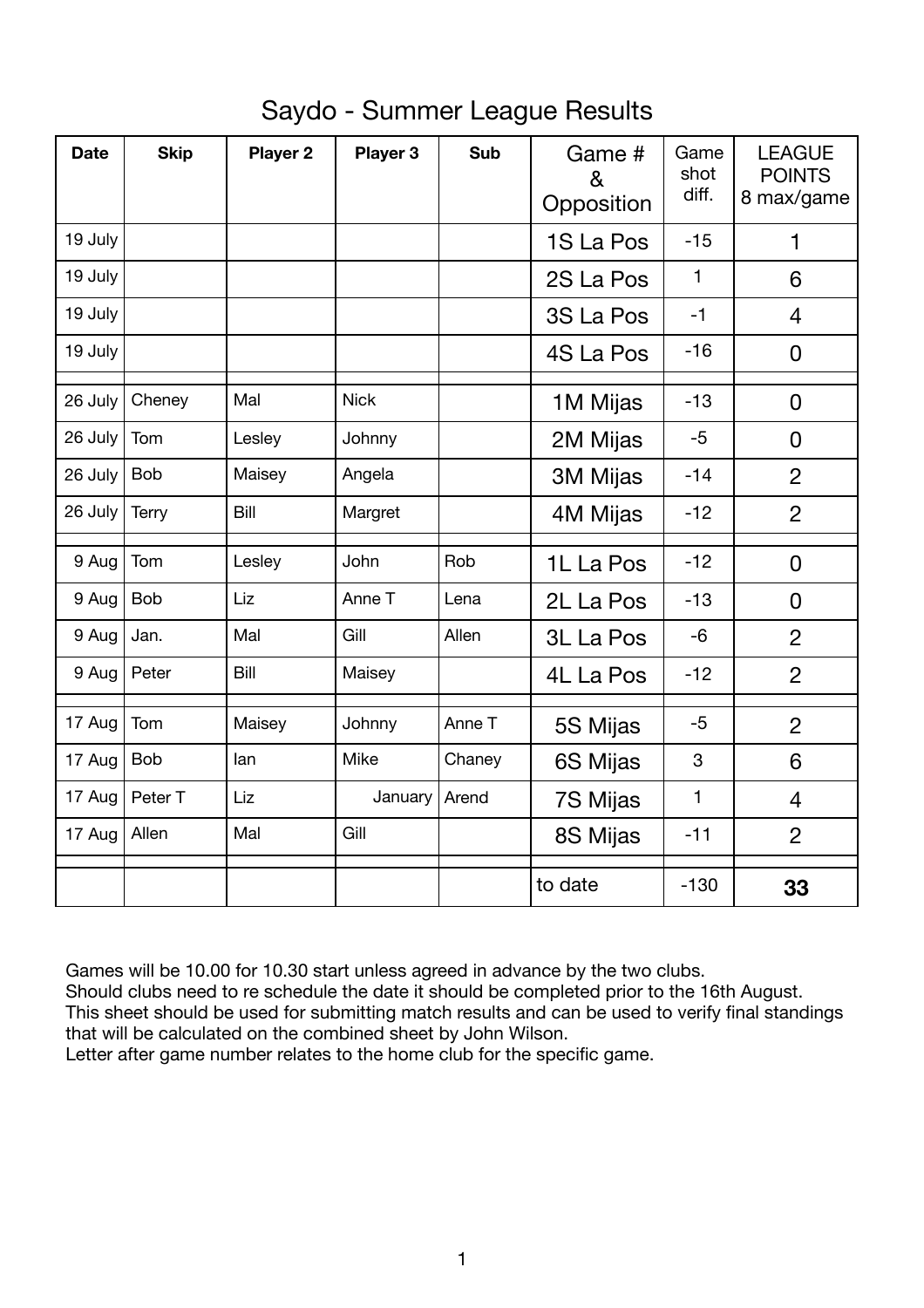# Saydo - Summer League Results

| Date | Skip | Player 2 | Player 3 | Sub | Game # & Opposition | Game shot diff. | LEAGUE POINTS 8 max/game |
|---|---|---|---|---|---|---|---|
| 19 July | | | | | 1S La Pos | -15 | 1 |
| 19 July | | | | | 2S La Pos | 1 | 6 |
| 19 July | | | | | 3S La Pos | -1 | 4 |
| 19 July | | | | | 4S La Pos | -16 | 0 |
| | | | | | | | |
| 26 July | Cheney | Mal | Nick | | 1M Mijas | -13 | 0 |
| 26 July | Tom | Lesley | Johnny | | 2M Mijas | -5 | 0 |
| 26 July | Bob | Maisey | Angela | | 3M Mijas | -14 | 2 |
| 26 July | Terry | Bill | Margret | | 4M Mijas | -12 | 2 |
| | | | | | | | |
| 9 Aug | Tom | Lesley | John | Rob | 1L La Pos | -12 | 0 |
| 9 Aug | Bob | Liz | Anne T | Lena | 2L La Pos | -13 | 0 |
| 9 Aug | Jan. | Mal | Gill | Allen | 3L La Pos | -6 | 2 |
| 9 Aug | Peter | Bill | Maisey | | 4L La Pos | -12 | 2 |
| | | | | | | | |
| 17 Aug | Tom | Maisey | Johnny | Anne T | 5S Mijas | -5 | 2 |
| 17 Aug | Bob | Ian | Mike | Chaney | 6S Mijas | 3 | 6 |
| 17 Aug | Peter T | Liz | January | Arend | 7S Mijas | 1 | 4 |
| 17 Aug | Allen | Mal | Gill | | 8S Mijas | -11 | 2 |
| | | | | | | | |
| | | | | | to date | -130 | **33** |

Games will be 10.00 for 10.30 start unless agreed in advance by the two clubs.
Should clubs need to re schedule the date it should be completed prior to the 16th August.
This sheet should be used for submitting match results and can be used to verify final standings that will be calculated on the combined sheet by John Wilson.
Letter after game number relates to the home club for the specific game.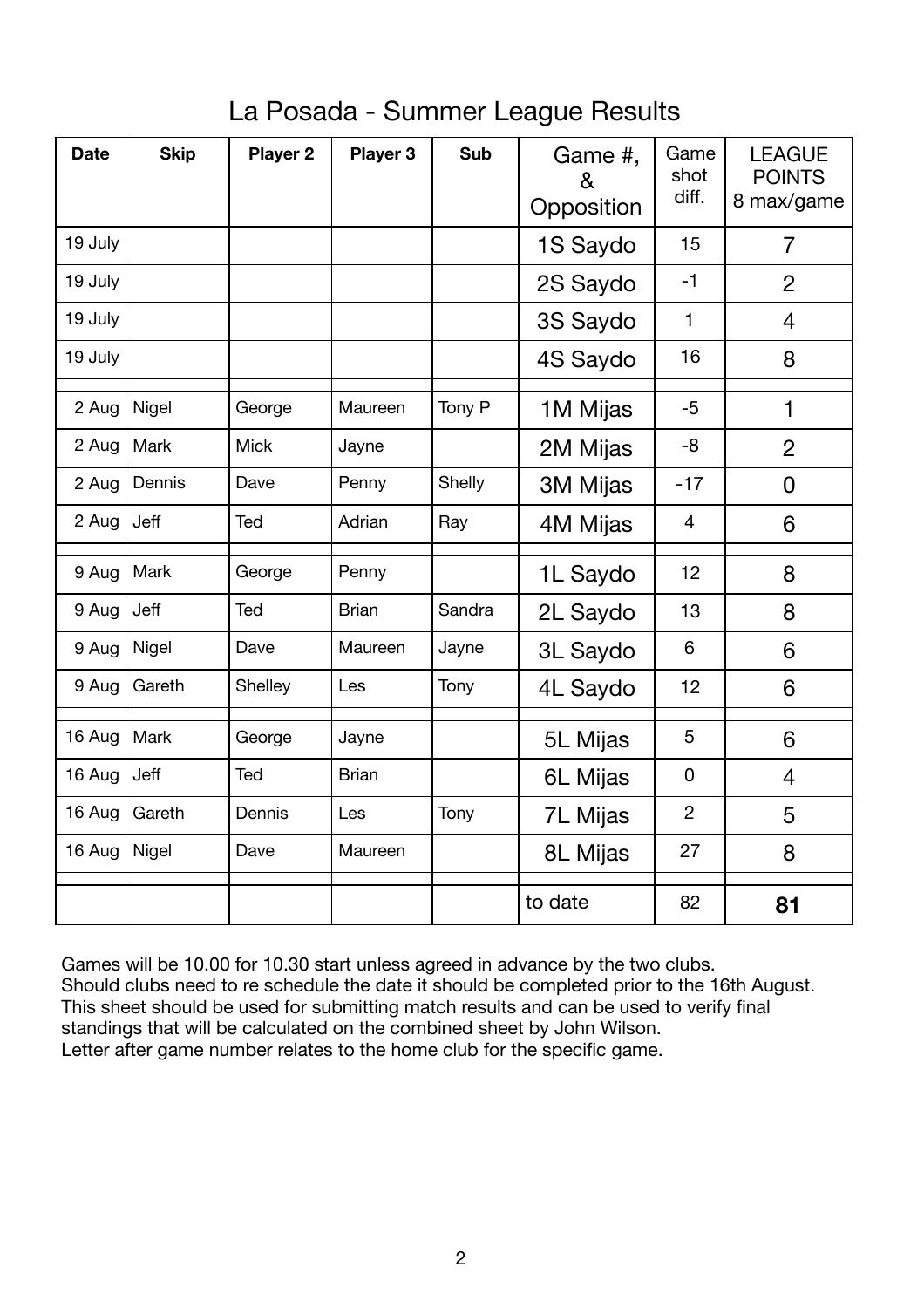# La Posada - Summer League Results

| Date | Skip | Player 2 | Player 3 | Sub | Game #, & Opposition | Game shot diff. | LEAGUE POINTS 8 max/game |
|---|---|---|---|---|---|---|---|
| 19 July | | | | | 1S Saydo | 15 | 7 |
| 19 July | | | | | 2S Saydo | -1 | 2 |
| 19 July | | | | | 3S Saydo | 1 | 4 |
| 19 July | | | | | 4S Saydo | 16 | 8 |
| 2 Aug | Nigel | George | Maureen | Tony P | 1M Mijas | -5 | 1 |
| 2 Aug | Mark | Mick | Jayne | | 2M Mijas | -8 | 2 |
| 2 Aug | Dennis | Dave | Penny | Shelly | 3M Mijas | -17 | 0 |
| 2 Aug | Jeff | Ted | Adrian | Ray | 4M Mijas | 4 | 6 |
| 9 Aug | Mark | George | Penny | | 1L Saydo | 12 | 8 |
| 9 Aug | Jeff | Ted | Brian | Sandra | 2L Saydo | 13 | 8 |
| 9 Aug | Nigel | Dave | Maureen | Jayne | 3L Saydo | 6 | 6 |
| 9 Aug | Gareth | Shelley | Les | Tony | 4L Saydo | 12 | 6 |
| 16 Aug | Mark | George | Jayne | | 5L Mijas | 5 | 6 |
| 16 Aug | Jeff | Ted | Brian | | 6L Mijas | 0 | 4 |
| 16 Aug | Gareth | Dennis | Les | Tony | 7L Mijas | 2 | 5 |
| 16 Aug | Nigel | Dave | Maureen | | 8L Mijas | 27 | 8 |
| | | | | | to date | 82 | **81** |

Games will be 10.00 for 10.30 start unless agreed in advance by the two clubs.
Should clubs need to re schedule the date it should be completed prior to the 16th August.
This sheet should be used for submitting match results and can be used to verify final standings that will be calculated on the combined sheet by John Wilson.
Letter after game number relates to the home club for the specific game.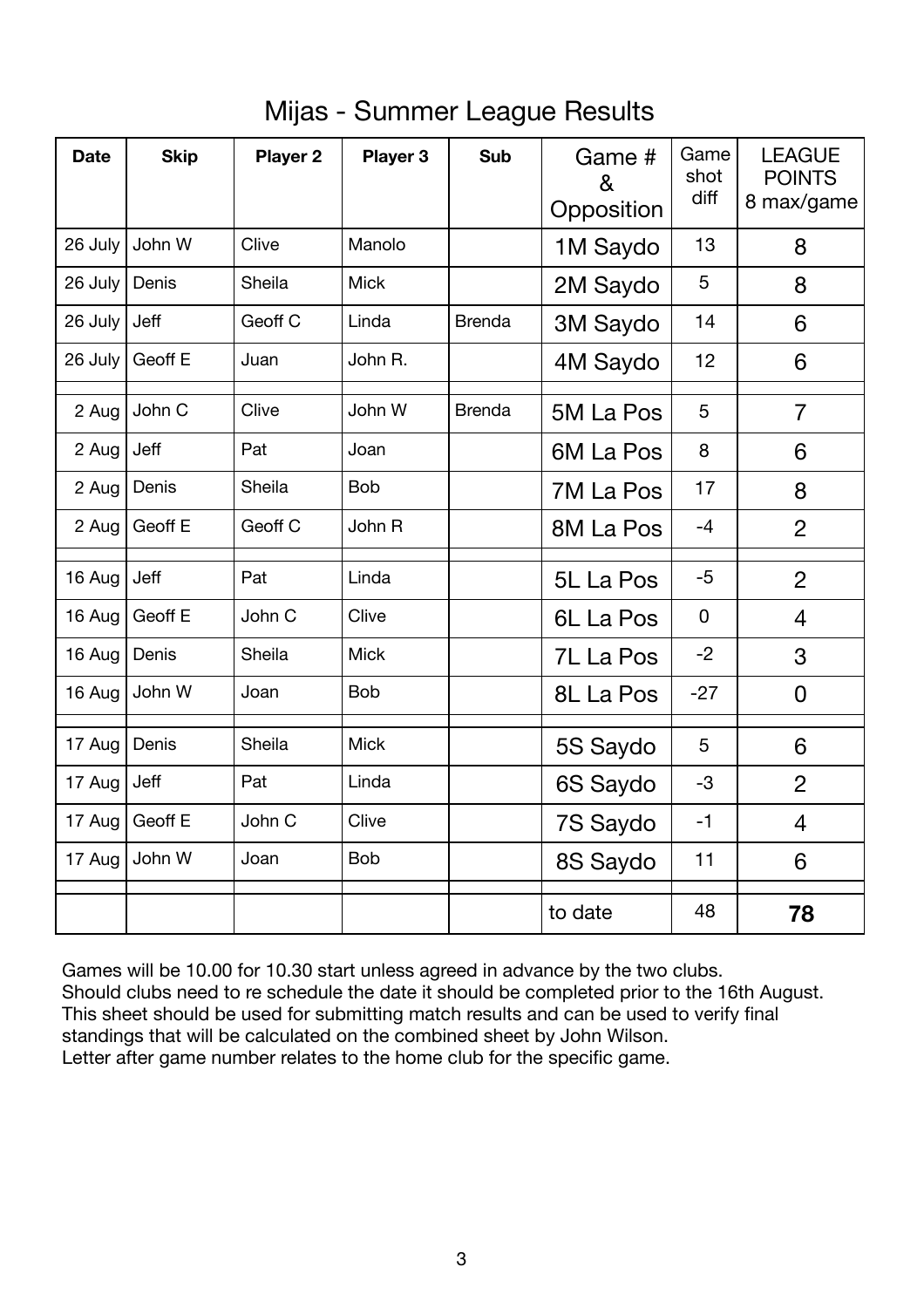# Mijas - Summer League Results

| Date | Skip | Player 2 | Player 3 | Sub | Game # & Opposition | Game shot diff | LEAGUE POINTS 8 max/game |
|---|---|---|---|---|---|---|---|
| 26 July | John W | Clive | Manolo | | 1M Saydo | 13 | 8 |
| 26 July | Denis | Sheila | Mick | | 2M Saydo | 5 | 8 |
| 26 July | Jeff | Geoff C | Linda | Brenda | 3M Saydo | 14 | 6 |
| 26 July | Geoff E | Juan | John R. | | 4M Saydo | 12 | 6 |
| | | | | | | | |
| 2 Aug | John C | Clive | John W | Brenda | 5M La Pos | 5 | 7 |
| 2 Aug | Jeff | Pat | Joan | | 6M La Pos | 8 | 6 |
| 2 Aug | Denis | Sheila | Bob | | 7M La Pos | 17 | 8 |
| 2 Aug | Geoff E | Geoff C | John R | | 8M La Pos | -4 | 2 |
| | | | | | | | |
| 16 Aug | Jeff | Pat | Linda | | 5L La Pos | -5 | 2 |
| 16 Aug | Geoff E | John C | Clive | | 6L La Pos | 0 | 4 |
| 16 Aug | Denis | Sheila | Mick | | 7L La Pos | -2 | 3 |
| 16 Aug | John W | Joan | Bob | | 8L La Pos | -27 | 0 |
| | | | | | | | |
| 17 Aug | Denis | Sheila | Mick | | 5S Saydo | 5 | 6 |
| 17 Aug | Jeff | Pat | Linda | | 6S Saydo | -3 | 2 |
| 17 Aug | Geoff E | John C | Clive | | 7S Saydo | -1 | 4 |
| 17 Aug | John W | Joan | Bob | | 8S Saydo | 11 | 6 |
| | | | | | | | |
| | | | | | to date | 48 | **78** |

Games will be 10.00 for 10.30 start unless agreed in advance by the two clubs.
Should clubs need to re schedule the date it should be completed prior to the 16th August.
This sheet should be used for submitting match results and can be used to verify final standings that will be calculated on the combined sheet by John Wilson.
Letter after game number relates to the home club for the specific game.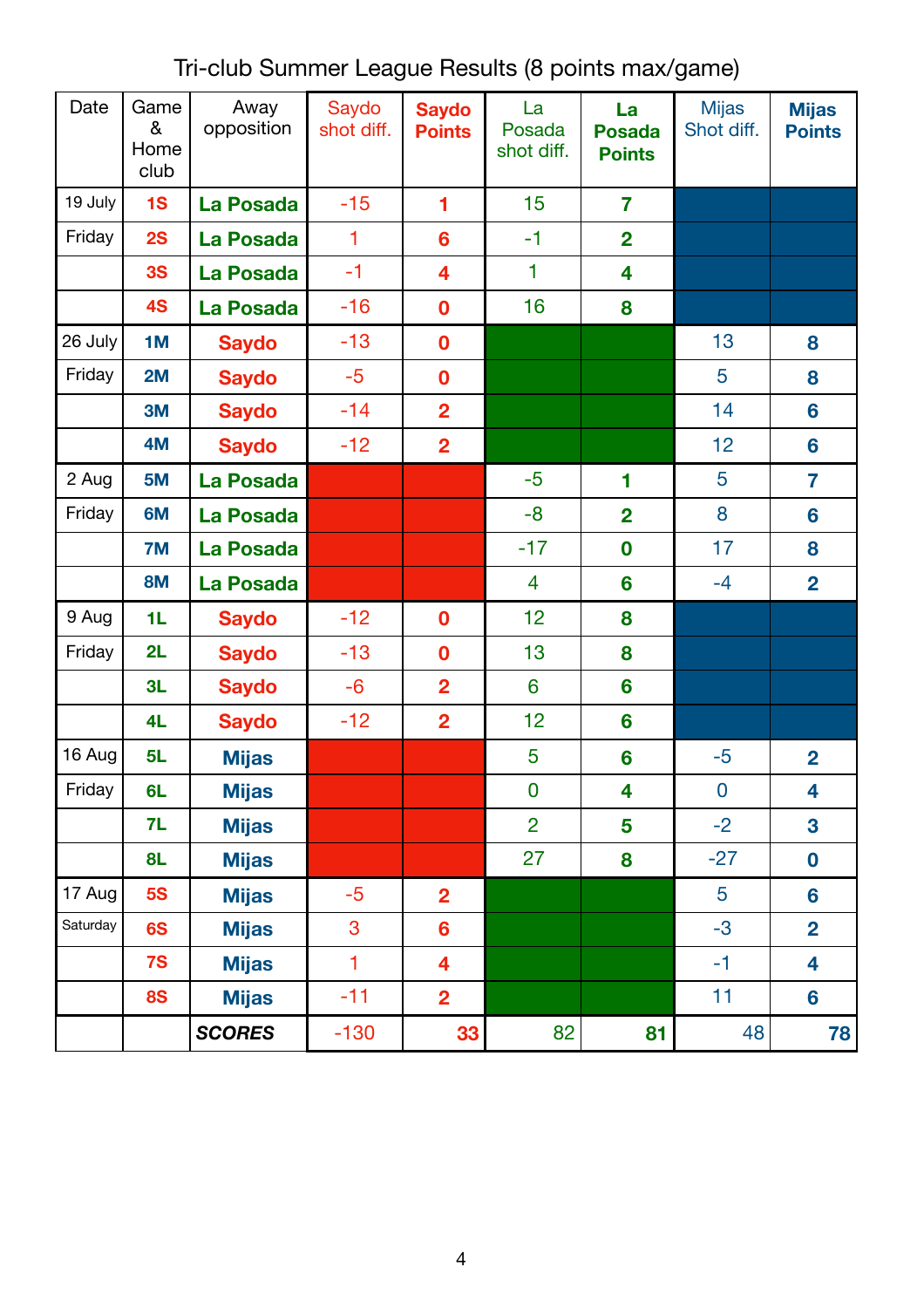# Tri-club Summer League Results (8 points max/game)

| Date | Game & Home club | Away opposition | Saydo shot diff. | Saydo Points | La Posada shot diff. | La Posada Points | Mijas Shot diff. | Mijas Points |
|---|---|---|---|---|---|---|---|---|
| 19 July | 1S | La Posada | -15 | 1 | 15 | 7 | | |
| Friday | 2S | La Posada | 1 | 6 | -1 | 2 | | |
| | 3S | La Posada | -1 | 4 | 1 | 4 | | |
| | 4S | La Posada | -16 | 0 | 16 | 8 | | |
| 26 July | 1M | Saydo | -13 | 0 | | | 13 | 8 |
| Friday | 2M | Saydo | -5 | 0 | | | 5 | 8 |
| | 3M | Saydo | -14 | 2 | | | 14 | 6 |
| | 4M | Saydo | -12 | 2 | | | 12 | 6 |
| 2 Aug | 5M | La Posada | | | -5 | 1 | 5 | 7 |
| Friday | 6M | La Posada | | | -8 | 2 | 8 | 6 |
| | 7M | La Posada | | | -17 | 0 | 17 | 8 |
| | 8M | La Posada | | | 4 | 6 | -4 | 2 |
| 9 Aug | 1L | Saydo | -12 | 0 | 12 | 8 | | |
| Friday | 2L | Saydo | -13 | 0 | 13 | 8 | | |
| | 3L | Saydo | -6 | 2 | 6 | 6 | | |
| | 4L | Saydo | -12 | 2 | 12 | 6 | | |
| 16 Aug | 5L | Mijas | | | 5 | 6 | -5 | 2 |
| Friday | 6L | Mijas | | | 0 | 4 | 0 | 4 |
| | 7L | Mijas | | | 2 | 5 | -2 | 3 |
| | 8L | Mijas | | | 27 | 8 | -27 | 0 |
| 17 Aug | 5S | Mijas | -5 | 2 | | | 5 | 6 |
| Saturday | 6S | Mijas | 3 | 6 | | | -3 | 2 |
| | 7S | Mijas | 1 | 4 | | | -1 | 4 |
| | 8S | Mijas | -11 | 2 | | | 11 | 6 |
| | | ***SCORES*** | -130 | 33 | 82 | 81 | 48 | 78 |